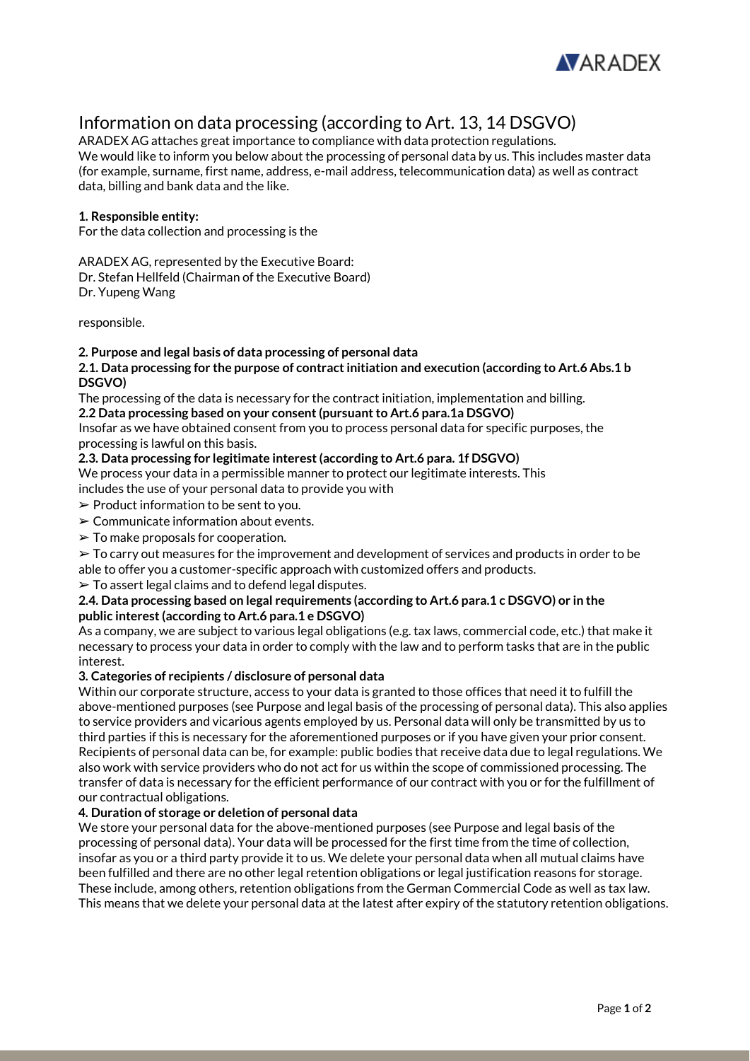# Information on data processing (according to Art. 13, 14 DSGVO)

ARADEX AG attaches great importance to compliance with data protection regulations.
We would like to inform you below about the processing of personal data by us. This includes master data (for example, surname, first name, address, e-mail address, telecommunication data) as well as contract data, billing and bank data and the like.

**1. Responsible entity:**
For the data collection and processing is the

ARADEX AG, represented by the Executive Board:
Dr. Stefan Hellfeld (Chairman of the Executive Board)
Dr. Yupeng Wang

responsible.

**2. Purpose and legal basis of data processing of personal data**

**2.1. Data processing for the purpose of contract initiation and execution (according to Art.6 Abs.1 b DSGVO)**

The processing of the data is necessary for the contract initiation, implementation and billing.

**2.2 Data processing based on your consent (pursuant to Art.6 para.1a DSGVO)**

Insofar as we have obtained consent from you to process personal data for specific purposes, the processing is lawful on this basis.

**2.3. Data processing for legitimate interest (according to Art.6 para. 1f DSGVO)**

We process your data in a permissible manner to protect our legitimate interests. This includes the use of your personal data to provide you with

➢ Product information to be sent to you.
➢ Communicate information about events.
➢ To make proposals for cooperation.
➢ To carry out measures for the improvement and development of services and products in order to be able to offer you a customer-specific approach with customized offers and products.
➢ To assert legal claims and to defend legal disputes.

**2.4. Data processing based on legal requirements (according to Art.6 para.1 c DSGVO) or in the public interest (according to Art.6 para.1 e DSGVO)**

As a company, we are subject to various legal obligations (e.g. tax laws, commercial code, etc.) that make it necessary to process your data in order to comply with the law and to perform tasks that are in the public interest.

**3. Categories of recipients / disclosure of personal data**

Within our corporate structure, access to your data is granted to those offices that need it to fulfill the above-mentioned purposes (see Purpose and legal basis of the processing of personal data). This also applies to service providers and vicarious agents employed by us. Personal data will only be transmitted by us to third parties if this is necessary for the aforementioned purposes or if you have given your prior consent. Recipients of personal data can be, for example: public bodies that receive data due to legal regulations. We also work with service providers who do not act for us within the scope of commissioned processing. The transfer of data is necessary for the efficient performance of our contract with you or for the fulfillment of our contractual obligations.

**4. Duration of storage or deletion of personal data**

We store your personal data for the above-mentioned purposes (see Purpose and legal basis of the processing of personal data). Your data will be processed for the first time from the time of collection, insofar as you or a third party provide it to us. We delete your personal data when all mutual claims have been fulfilled and there are no other legal retention obligations or legal justification reasons for storage. These include, among others, retention obligations from the German Commercial Code as well as tax law. This means that we delete your personal data at the latest after expiry of the statutory retention obligations.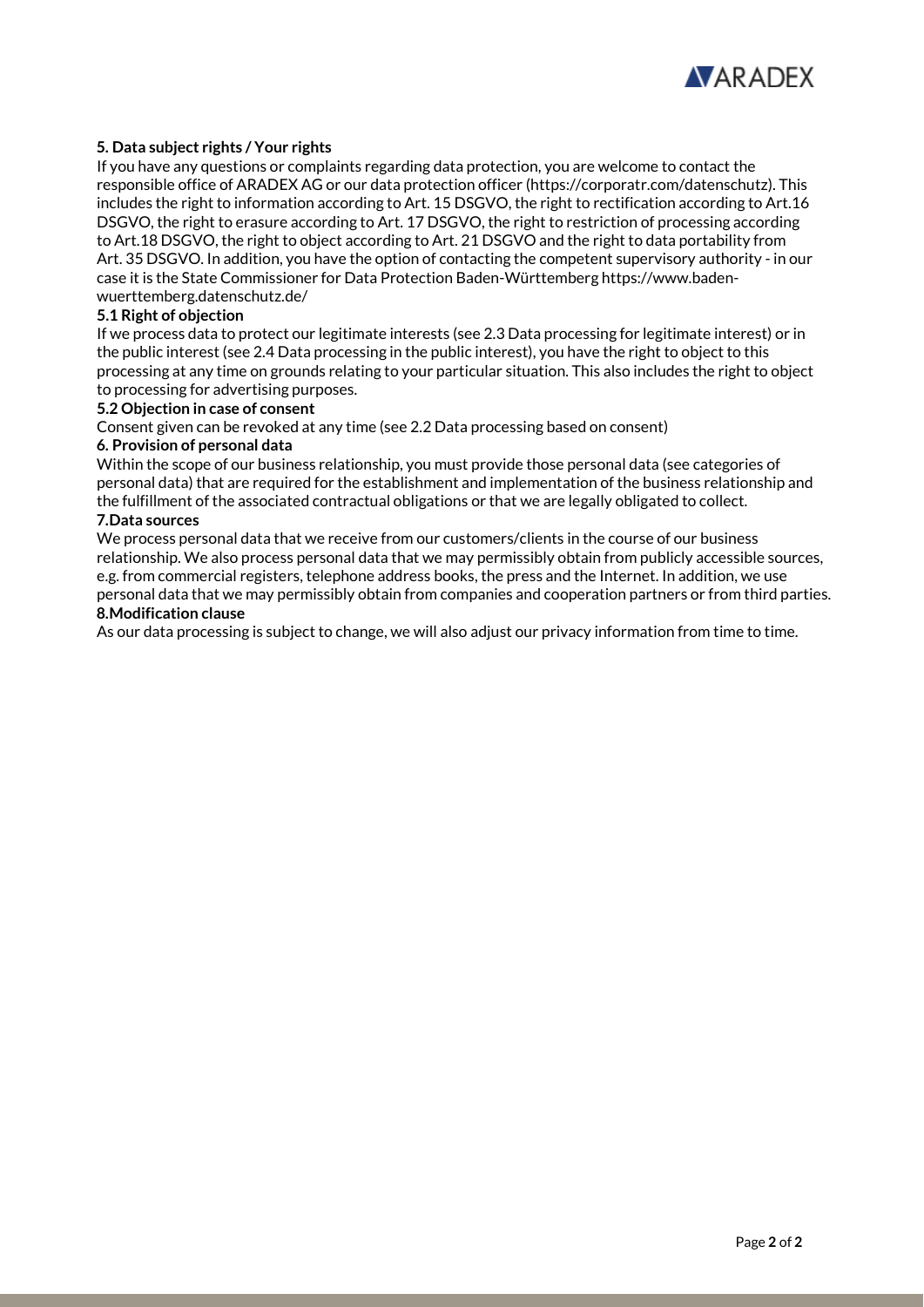**5. Data subject rights / Your rights**

If you have any questions or complaints regarding data protection, you are welcome to contact the responsible office of ARADEX AG or our data protection officer (https://corporatr.com/datenschutz). This includes the right to information according to Art. 15 DSGVO, the right to rectification according to Art.16 DSGVO, the right to erasure according to Art. 17 DSGVO, the right to restriction of processing according to Art.18 DSGVO, the right to object according to Art. 21 DSGVO and the right to data portability from Art. 35 DSGVO. In addition, you have the option of contacting the competent supervisory authority - in our case it is the State Commissioner for Data Protection Baden-Württemberg https://www.baden-wuerttemberg.datenschutz.de/

**5.1 Right of objection**

If we process data to protect our legitimate interests (see 2.3 Data processing for legitimate interest) or in the public interest (see 2.4 Data processing in the public interest), you have the right to object to this processing at any time on grounds relating to your particular situation. This also includes the right to object to processing for advertising purposes.

**5.2 Objection in case of consent**

Consent given can be revoked at any time (see 2.2 Data processing based on consent)

**6. Provision of personal data**

Within the scope of our business relationship, you must provide those personal data (see categories of personal data) that are required for the establishment and implementation of the business relationship and the fulfillment of the associated contractual obligations or that we are legally obligated to collect.

**7.Data sources**

We process personal data that we receive from our customers/clients in the course of our business relationship. We also process personal data that we may permissibly obtain from publicly accessible sources, e.g. from commercial registers, telephone address books, the press and the Internet. In addition, we use personal data that we may permissibly obtain from companies and cooperation partners or from third parties.

**8.Modification clause**

As our data processing is subject to change, we will also adjust our privacy information from time to time.